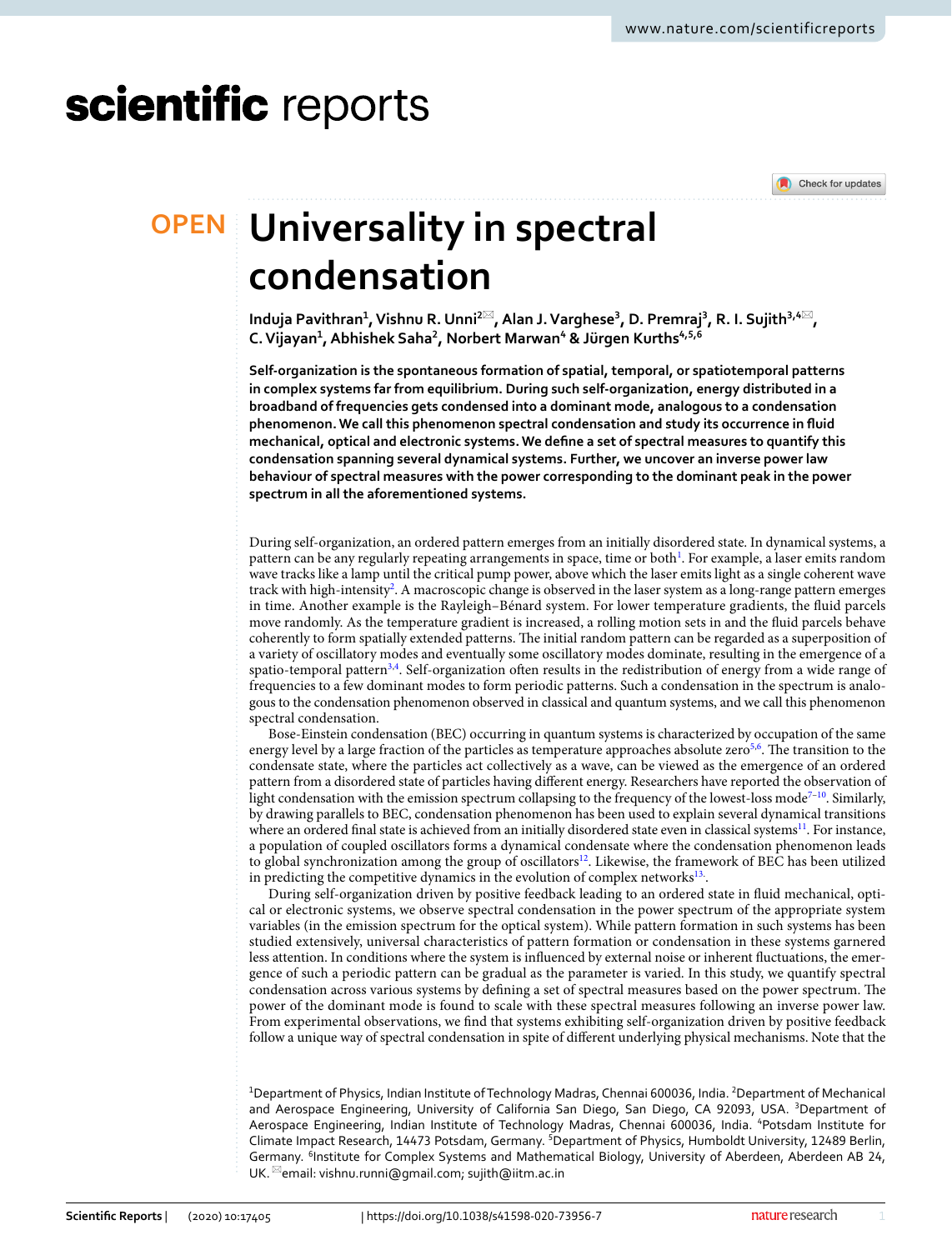# Universality in spectral condensation

**Induja Pavithran[1], Vishnu R. Unni[2]✉, Alan J. Varghese[3], D. Premraj[3], R. I. Sujith[3,4]✉, C. Vijayan[1], Abhishek Saha[2], Norbert Marwan[4] & Jürgen Kurths[4,5,6]**

**Self-organization is the spontaneous formation of spatial, temporal, or spatiotemporal patterns in complex systems far from equilibrium. During such self-organization, energy distributed in a broadband of frequencies gets condensed into a dominant mode, analogous to a condensation phenomenon. We call this phenomenon spectral condensation and study its occurrence in fluid mechanical, optical and electronic systems. We define a set of spectral measures to quantify this condensation spanning several dynamical systems. Further, we uncover an inverse power law behaviour of spectral measures with the power corresponding to the dominant peak in the power spectrum in all the aforementioned systems.**

During self-organization, an ordered pattern emerges from an initially disordered state. In dynamical systems, a pattern can be any regularly repeating arrangements in space, time or both[1]. For example, a laser emits random wave tracks like a lamp until the critical pump power, above which the laser emits light as a single coherent wave track with high-intensity[2]. A macroscopic change is observed in the laser system as a long-range pattern emerges in time. Another example is the Rayleigh–Bénard system. For lower temperature gradients, the fluid parcels move randomly. As the temperature gradient is increased, a rolling motion sets in and the fluid parcels behave coherently to form spatially extended patterns. The initial random pattern can be regarded as a superposition of a variety of oscillatory modes and eventually some oscillatory modes dominate, resulting in the emergence of a spatio-temporal pattern[3,4]. Self-organization often results in the redistribution of energy from a wide range of frequencies to a few dominant modes to form periodic patterns. Such a condensation in the spectrum is analogous to the condensation phenomenon observed in classical and quantum systems, and we call this phenomenon spectral condensation.

Bose-Einstein condensation (BEC) occurring in quantum systems is characterized by occupation of the same energy level by a large fraction of the particles as temperature approaches absolute zero[5,6]. The transition to the condensate state, where the particles act collectively as a wave, can be viewed as the emergence of an ordered pattern from a disordered state of particles having different energy. Researchers have reported the observation of light condensation with the emission spectrum collapsing to the frequency of the lowest-loss mode[7–10]. Similarly, by drawing parallels to BEC, condensation phenomenon has been used to explain several dynamical transitions where an ordered final state is achieved from an initially disordered state even in classical systems[11]. For instance, a population of coupled oscillators forms a dynamical condensate where the condensation phenomenon leads to global synchronization among the group of oscillators[12]. Likewise, the framework of BEC has been utilized in predicting the competitive dynamics in the evolution of complex networks[13].

During self-organization driven by positive feedback leading to an ordered state in fluid mechanical, optical or electronic systems, we observe spectral condensation in the power spectrum of the appropriate system variables (in the emission spectrum for the optical system). While pattern formation in such systems has been studied extensively, universal characteristics of pattern formation or condensation in these systems garnered less attention. In conditions where the system is influenced by external noise or inherent fluctuations, the emergence of such a periodic pattern can be gradual as the parameter is varied. In this study, we quantify spectral condensation across various systems by defining a set of spectral measures based on the power spectrum. The power of the dominant mode is found to scale with these spectral measures following an inverse power law. From experimental observations, we find that systems exhibiting self-organization driven by positive feedback follow a unique way of spectral condensation in spite of different underlying physical mechanisms. Note that the

[1]Department of Physics, Indian Institute of Technology Madras, Chennai 600036, India. [2]Department of Mechanical and Aerospace Engineering, University of California San Diego, San Diego, CA 92093, USA. [3]Department of Aerospace Engineering, Indian Institute of Technology Madras, Chennai 600036, India. [4]Potsdam Institute for Climate Impact Research, 14473 Potsdam, Germany. [5]Department of Physics, Humboldt University, 12489 Berlin, Germany. [6]Institute for Complex Systems and Mathematical Biology, University of Aberdeen, Aberdeen AB 24, UK. ✉email: vishnu.runni@gmail.com; sujith@iitm.ac.in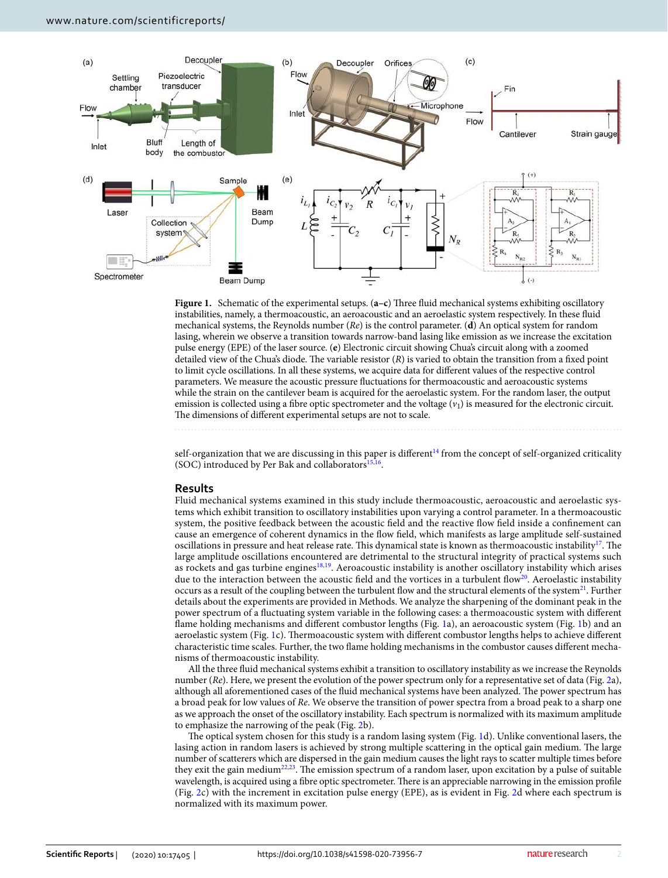**Figure 1.** Schematic of the experimental setups. (**a–c**) Three fluid mechanical systems exhibiting oscillatory instabilities, namely, a thermoacoustic, an aeroacoustic and an aeroelastic system respectively. In these fluid mechanical systems, the Reynolds number (*Re*) is the control parameter. (**d**) An optical system for random lasing, wherein we observe a transition towards narrow-band lasing like emission as we increase the excitation pulse energy (EPE) of the laser source. (**e**) Electronic circuit showing Chua's circuit along with a zoomed detailed view of the Chua's diode. The variable resistor (*R*) is varied to obtain the transition from a fixed point to limit cycle oscillations. In all these systems, we acquire data for different values of the respective control parameters. We measure the acoustic pressure fluctuations for thermoacoustic and aeroacoustic systems while the strain on the cantilever beam is acquired for the aeroelastic system. For the random laser, the output emission is collected using a fibre optic spectrometer and the voltage ($v_1$) is measured for the electronic circuit. The dimensions of different experimental setups are not to scale.

self-organization that we are discussing in this paper is different[14] from the concept of self-organized criticality (SOC) introduced by Per Bak and collaborators[15,16].

## Results

Fluid mechanical systems examined in this study include thermoacoustic, aeroacoustic and aeroelastic systems which exhibit transition to oscillatory instabilities upon varying a control parameter. In a thermoacoustic system, the positive feedback between the acoustic field and the reactive flow field inside a confinement can cause an emergence of coherent dynamics in the flow field, which manifests as large amplitude self-sustained oscillations in pressure and heat release rate. This dynamical state is known as thermoacoustic instability[17]. The large amplitude oscillations encountered are detrimental to the structural integrity of practical systems such as rockets and gas turbine engines[18,19]. Aeroacoustic instability is another oscillatory instability which arises due to the interaction between the acoustic field and the vortices in a turbulent flow[20]. Aeroelastic instability occurs as a result of the coupling between the turbulent flow and the structural elements of the system[21]. Further details about the experiments are provided in Methods. We analyze the sharpening of the dominant peak in the power spectrum of a fluctuating system variable in the following cases: a thermoacoustic system with different flame holding mechanisms and different combustor lengths (Fig. 1a), an aeroacoustic system (Fig. 1b) and an aeroelastic system (Fig. 1c). Thermoacoustic system with different combustor lengths helps to achieve different characteristic time scales. Further, the two flame holding mechanisms in the combustor causes different mechanisms of thermoacoustic instability.

All the three fluid mechanical systems exhibit a transition to oscillatory instability as we increase the Reynolds number (*Re*). Here, we present the evolution of the power spectrum only for a representative set of data (Fig. 2a), although all aforementioned cases of the fluid mechanical systems have been analyzed. The power spectrum has a broad peak for low values of *Re*. We observe the transition of power spectra from a broad peak to a sharp one as we approach the onset of the oscillatory instability. Each spectrum is normalized with its maximum amplitude to emphasize the narrowing of the peak (Fig. 2b).

The optical system chosen for this study is a random lasing system (Fig. 1d). Unlike conventional lasers, the lasing action in random lasers is achieved by strong multiple scattering in the optical gain medium. The large number of scatterers which are dispersed in the gain medium causes the light rays to scatter multiple times before they exit the gain medium[22,23]. The emission spectrum of a random laser, upon excitation by a pulse of suitable wavelength, is acquired using a fibre optic spectrometer. There is an appreciable narrowing in the emission profile (Fig. 2c) with the increment in excitation pulse energy (EPE), as is evident in Fig. 2d where each spectrum is normalized with its maximum power.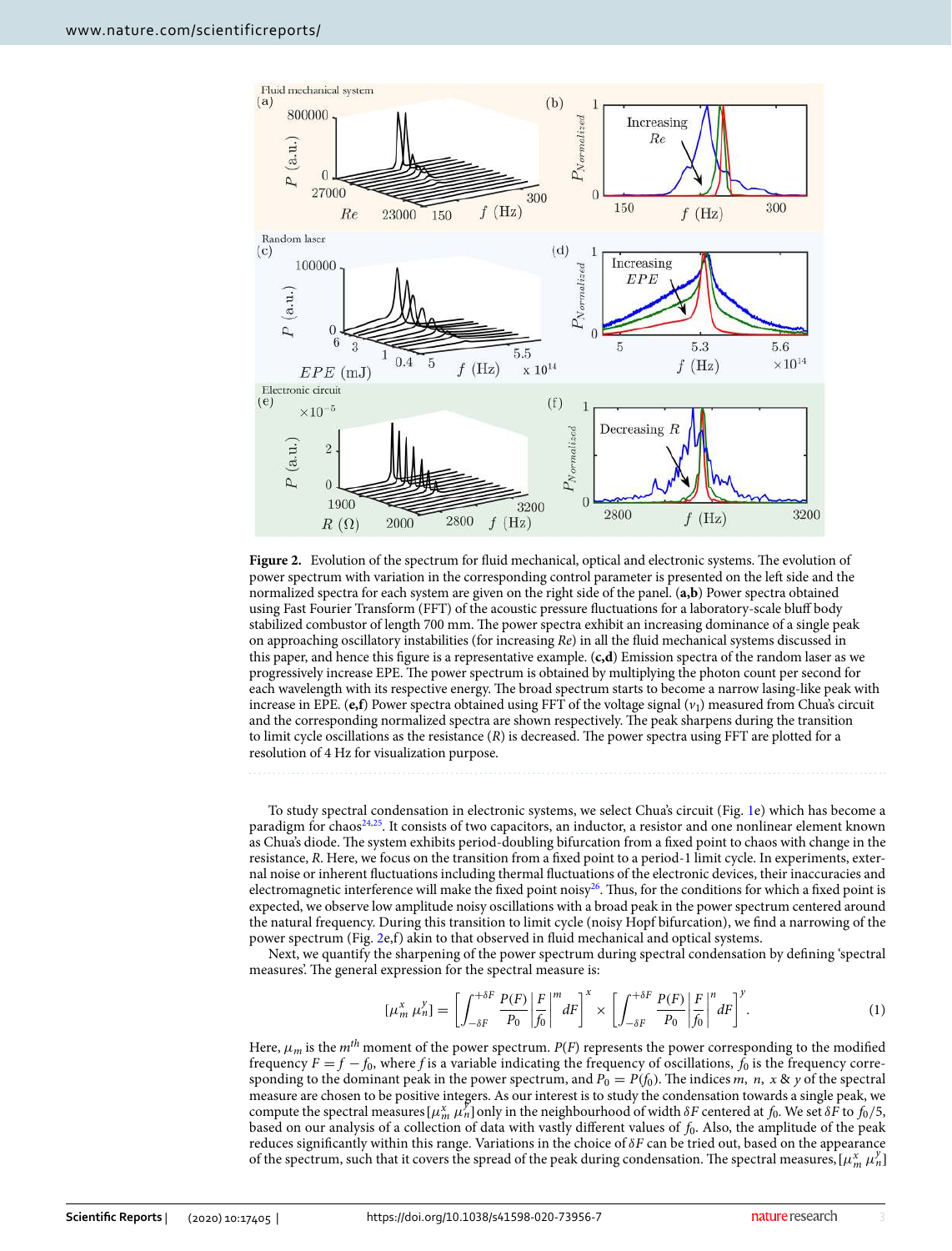**Figure 2.** Evolution of the spectrum for fluid mechanical, optical and electronic systems. The evolution of power spectrum with variation in the corresponding control parameter is presented on the left side and the normalized spectra for each system are given on the right side of the panel. (**a,b**) Power spectra obtained using Fast Fourier Transform (FFT) of the acoustic pressure fluctuations for a laboratory-scale bluff body stabilized combustor of length 700 mm. The power spectra exhibit an increasing dominance of a single peak on approaching oscillatory instabilities (for increasing *Re*) in all the fluid mechanical systems discussed in this paper, and hence this figure is a representative example. (**c,d**) Emission spectra of the random laser as we progressively increase EPE. The power spectrum is obtained by multiplying the photon count per second for each wavelength with its respective energy. The broad spectrum starts to become a narrow lasing-like peak with increase in EPE. (**e,f**) Power spectra obtained using FFT of the voltage signal ($v_1$) measured from Chua's circuit and the corresponding normalized spectra are shown respectively. The peak sharpens during the transition to limit cycle oscillations as the resistance ($R$) is decreased. The power spectra using FFT are plotted for a resolution of 4 Hz for visualization purpose.

To study spectral condensation in electronic systems, we select Chua's circuit (Fig. 1e) which has become a paradigm for chaos[24,25]. It consists of two capacitors, an inductor, a resistor and one nonlinear element known as Chua's diode. The system exhibits period-doubling bifurcation from a fixed point to chaos with change in the resistance, $R$. Here, we focus on the transition from a fixed point to a period-1 limit cycle. In experiments, external noise or inherent fluctuations including thermal fluctuations of the electronic devices, their inaccuracies and electromagnetic interference will make the fixed point noisy[26]. Thus, for the conditions for which a fixed point is expected, we observe low amplitude noisy oscillations with a broad peak in the power spectrum centered around the natural frequency. During this transition to limit cycle (noisy Hopf bifurcation), we find a narrowing of the power spectrum (Fig. 2e,f) akin to that observed in fluid mechanical and optical systems.

Next, we quantify the sharpening of the power spectrum during spectral condensation by defining 'spectral measures'. The general expression for the spectral measure is:

$$[\mu_m^x \, \mu_n^y] = \left[\int_{-\delta F}^{+\delta F} \frac{P(F)}{P_0} \left|\frac{F}{f_0}\right|^m dF\right]^x \times \left[\int_{-\delta F}^{+\delta F} \frac{P(F)}{P_0} \left|\frac{F}{f_0}\right|^n dF\right]^y. \tag{1}$$

Here, $\mu_m$ is the $m^{th}$ moment of the power spectrum. $P(F)$ represents the power corresponding to the modified frequency $F = f - f_0$, where $f$ is a variable indicating the frequency of oscillations, $f_0$ is the frequency corresponding to the dominant peak in the power spectrum, and $P_0 = P(f_0)$. The indices $m$, $n$, $x$ & $y$ of the spectral measure are chosen to be positive integers. As our interest is to study the condensation towards a single peak, we compute the spectral measures $[\mu_m^x \, \mu_n^y]$ only in the neighbourhood of width $\delta F$ centered at $f_0$. We set $\delta F$ to $f_0/5$, based on our analysis of a collection of data with vastly different values of $f_0$. Also, the amplitude of the peak reduces significantly within this range. Variations in the choice of $\delta F$ can be tried out, based on the appearance of the spectrum, such that it covers the spread of the peak during condensation. The spectral measures, $[\mu_m^x \, \mu_n^y]$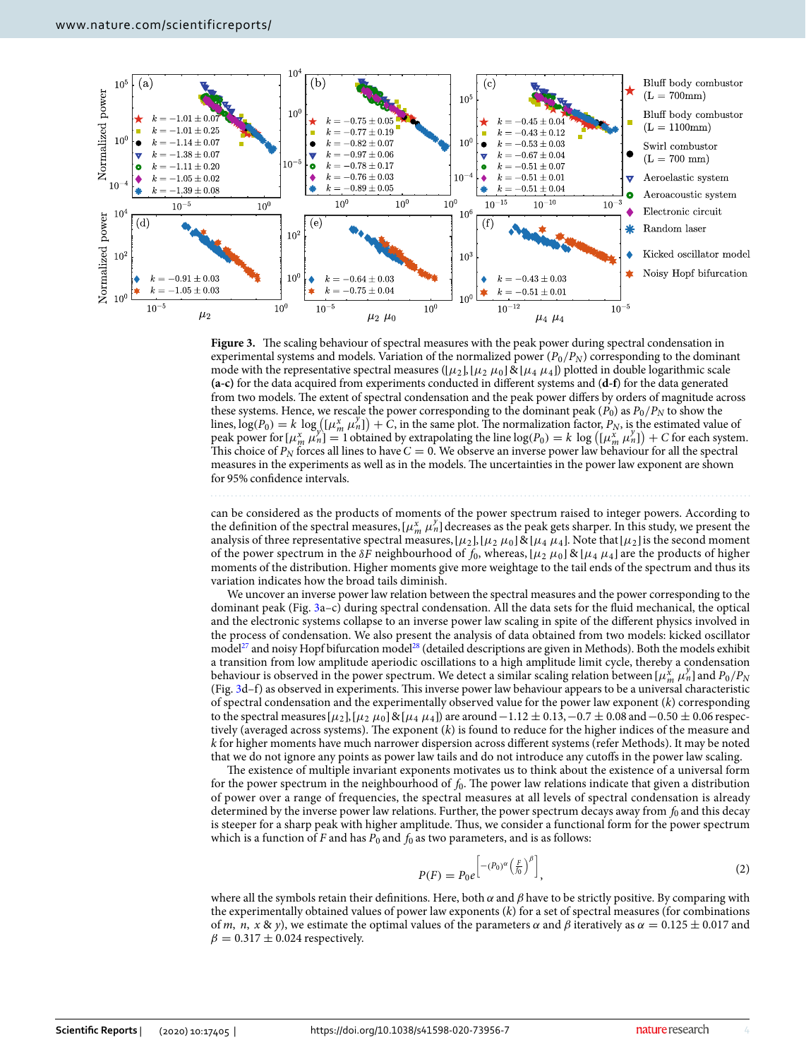**Figure 3.** The scaling behaviour of spectral measures with the peak power during spectral condensation in experimental systems and models. Variation of the normalized power ($P_0/P_N$) corresponding to the dominant mode with the representative spectral measures ($[\mu_2]$, $[\mu_2\ \mu_0]$ & $[\mu_4\ \mu_4]$) plotted in double logarithmic scale **(a-c)** for the data acquired from experiments conducted in different systems and **(d-f)** for the data generated from two models. The extent of spectral condensation and the peak power differs by orders of magnitude across these systems. Hence, we rescale the power corresponding to the dominant peak ($P_0$) as $P_0/P_N$ to show the lines, $\log(P_0) = k\ \log\left([\mu_m^x\ \mu_n^y]\right) + C$, in the same plot. The normalization factor, $P_N$, is the estimated value of peak power for $[\mu_m^x\ \mu_n^y] = 1$ obtained by extrapolating the line $\log(P_0) = k\ \log\left([\mu_m^x\ \mu_n^y]\right) + C$ for each system. This choice of $P_N$ forces all lines to have $C = 0$. We observe an inverse power law behaviour for all the spectral measures in the experiments as well as in the models. The uncertainties in the power law exponent are shown for 95% confidence intervals.

can be considered as the products of moments of the power spectrum raised to integer powers. According to the definition of the spectral measures, $[\mu_m^x\ \mu_n^y]$ decreases as the peak gets sharper. In this study, we present the analysis of three representative spectral measures, $[\mu_2]$, $[\mu_2\ \mu_0]$ & $[\mu_4\ \mu_4]$. Note that $[\mu_2]$ is the second moment of the power spectrum in the $\delta F$ neighbourhood of $f_0$, whereas, $[\mu_2\ \mu_0]$ & $[\mu_4\ \mu_4]$ are the products of higher moments of the distribution. Higher moments give more weightage to the tail ends of the spectrum and thus its variation indicates how the broad tails diminish.

We uncover an inverse power law relation between the spectral measures and the power corresponding to the dominant peak (Fig. 3a–c) during spectral condensation. All the data sets for the fluid mechanical, the optical and the electronic systems collapse to an inverse power law scaling in spite of the different physics involved in the process of condensation. We also present the analysis of data obtained from two models: kicked oscillator model[27] and noisy Hopf bifurcation model[28] (detailed descriptions are given in Methods). Both the models exhibit a transition from low amplitude aperiodic oscillations to a high amplitude limit cycle, thereby a condensation behaviour is observed in the power spectrum. We detect a similar scaling relation between $[\mu_m^x\ \mu_n^y]$ and $P_0/P_N$ (Fig. 3d–f) as observed in experiments. This inverse power law behaviour appears to be a universal characteristic of spectral condensation and the experimentally observed value for the power law exponent ($k$) corresponding to the spectral measures $[\mu_2]$, $[\mu_2\ \mu_0]$ & $[\mu_4\ \mu_4]$ are around $-1.12 \pm 0.13$, $-0.7 \pm 0.08$ and $-0.50 \pm 0.06$ respectively (averaged across systems). The exponent ($k$) is found to reduce for the higher indices of the measure and $k$ for higher moments have much narrower dispersion across different systems (refer Methods). It may be noted that we do not ignore any points as power law tails and do not introduce any cutoffs in the power law scaling.

The existence of multiple invariant exponents motivates us to think about the existence of a universal form for the power spectrum in the neighbourhood of $f_0$. The power law relations indicate that given a distribution of power over a range of frequencies, the spectral measures at all levels of spectral condensation is already determined by the inverse power law relations. Further, the power spectrum decays away from $f_0$ and this decay is steeper for a sharp peak with higher amplitude. Thus, we consider a functional form for the power spectrum which is a function of $F$ and has $P_0$ and $f_0$ as two parameters, and is as follows:

$$P(F) = P_0 e^{\left[-(P_0)^{\alpha}\left(\frac{F}{f_0}\right)^{\beta}\right]}, \tag{2}$$

where all the symbols retain their definitions. Here, both $\alpha$ and $\beta$ have to be strictly positive. By comparing with the experimentally obtained values of power law exponents ($k$) for a set of spectral measures (for combinations of $m$, $n$, $x$ & $y$), we estimate the optimal values of the parameters $\alpha$ and $\beta$ iteratively as $\alpha = 0.125 \pm 0.017$ and $\beta = 0.317 \pm 0.024$ respectively.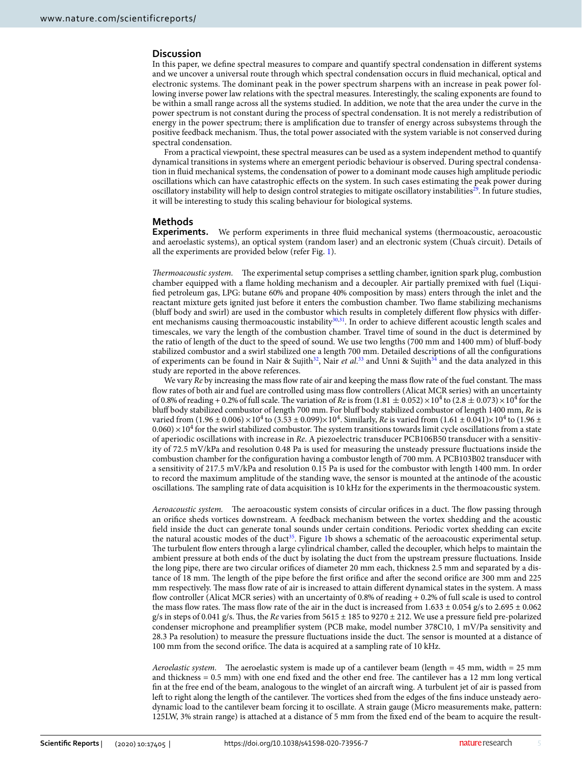## Discussion

In this paper, we define spectral measures to compare and quantify spectral condensation in different systems and we uncover a universal route through which spectral condensation occurs in fluid mechanical, optical and electronic systems. The dominant peak in the power spectrum sharpens with an increase in peak power following inverse power law relations with the spectral measures. Interestingly, the scaling exponents are found to be within a small range across all the systems studied. In addition, we note that the area under the curve in the power spectrum is not constant during the process of spectral condensation. It is not merely a redistribution of energy in the power spectrum; there is amplification due to transfer of energy across subsystems through the positive feedback mechanism. Thus, the total power associated with the system variable is not conserved during spectral condensation.

From a practical viewpoint, these spectral measures can be used as a system independent method to quantify dynamical transitions in systems where an emergent periodic behaviour is observed. During spectral condensation in fluid mechanical systems, the condensation of power to a dominant mode causes high amplitude periodic oscillations which can have catastrophic effects on the system. In such cases estimating the peak power during oscillatory instability will help to design control strategies to mitigate oscillatory instabilities[29]. In future studies, it will be interesting to study this scaling behaviour for biological systems.

## Methods

**Experiments.** We perform experiments in three fluid mechanical systems (thermoacoustic, aeroacoustic and aeroelastic systems), an optical system (random laser) and an electronic system (Chua's circuit). Details of all the experiments are provided below (refer Fig. 1).

*Thermoacoustic system.* The experimental setup comprises a settling chamber, ignition spark plug, combustion chamber equipped with a flame holding mechanism and a decoupler. Air partially premixed with fuel (Liquified petroleum gas, LPG: butane 60% and propane 40% composition by mass) enters through the inlet and the reactant mixture gets ignited just before it enters the combustion chamber. Two flame stabilizing mechanisms (bluff body and swirl) are used in the combustor which results in completely different flow physics with different mechanisms causing thermoacoustic instability[30,31]. In order to achieve different acoustic length scales and timescales, we vary the length of the combustion chamber. Travel time of sound in the duct is determined by the ratio of length of the duct to the speed of sound. We use two lengths (700 mm and 1400 mm) of bluff-body stabilized combustor and a swirl stabilized one a length 700 mm. Detailed descriptions of all the configurations of experiments can be found in Nair & Sujith[32], Nair *et al.*[33] and Unni & Sujith[34] and the data analyzed in this study are reported in the above references.

We vary *Re* by increasing the mass flow rate of air and keeping the mass flow rate of the fuel constant. The mass flow rates of both air and fuel are controlled using mass flow controllers (Alicat MCR series) with an uncertainty of 0.8% of reading + 0.2% of full scale. The variation of *Re* is from $(1.81 \pm 0.052) \times 10^4$ to $(2.8 \pm 0.073) \times 10^4$ for the bluff body stabilized combustor of length 700 mm. For bluff body stabilized combustor of length 1400 mm, *Re* is varied from $(1.96 \pm 0.006) \times 10^4$ to $(3.53 \pm 0.099) \times 10^4$. Similarly, *Re* is varied from $(1.61 \pm 0.041) \times 10^4$ to $(1.96 \pm 0.060) \times 10^4$ for the swirl stabilized combustor. The system transitions towards limit cycle oscillations from a state of aperiodic oscillations with increase in *Re*. A piezoelectric transducer PCB106B50 transducer with a sensitivity of 72.5 mV/kPa and resolution 0.48 Pa is used for measuring the unsteady pressure fluctuations inside the combustion chamber for the configuration having a combustor length of 700 mm. A PCB103B02 transducer with a sensitivity of 217.5 mV/kPa and resolution 0.15 Pa is used for the combustor with length 1400 mm. In order to record the maximum amplitude of the standing wave, the sensor is mounted at the antinode of the acoustic oscillations. The sampling rate of data acquisition is 10 kHz for the experiments in the thermoacoustic system.

*Aeroacoustic system.* The aeroacoustic system consists of circular orifices in a duct. The flow passing through an orifice sheds vortices downstream. A feedback mechanism between the vortex shedding and the acoustic field inside the duct can generate tonal sounds under certain conditions. Periodic vortex shedding can excite the natural acoustic modes of the duct[35]. Figure 1b shows a schematic of the aeroacoustic experimental setup. The turbulent flow enters through a large cylindrical chamber, called the decoupler, which helps to maintain the ambient pressure at both ends of the duct by isolating the duct from the upstream pressure fluctuations. Inside the long pipe, there are two circular orifices of diameter 20 mm each, thickness 2.5 mm and separated by a distance of 18 mm. The length of the pipe before the first orifice and after the second orifice are 300 mm and 225 mm respectively. The mass flow rate of air is increased to attain different dynamical states in the system. A mass flow controller (Alicat MCR series) with an uncertainty of 0.8% of reading + 0.2% of full scale is used to control the mass flow rates. The mass flow rate of the air in the duct is increased from $1.633 \pm 0.054$ g/s to $2.695 \pm 0.062$ g/s in steps of 0.041 g/s. Thus, the *Re* varies from $5615 \pm 185$ to $9270 \pm 212$. We use a pressure field pre-polarized condenser microphone and preamplifier system (PCB make, model number 378C10, 1 mV/Pa sensitivity and 28.3 Pa resolution) to measure the pressure fluctuations inside the duct. The sensor is mounted at a distance of 100 mm from the second orifice. The data is acquired at a sampling rate of 10 kHz.

*Aeroelastic system.* The aeroelastic system is made up of a cantilever beam (length = 45 mm, width = 25 mm and thickness = 0.5 mm) with one end fixed and the other end free. The cantilever has a 12 mm long vertical fin at the free end of the beam, analogous to the winglet of an aircraft wing. A turbulent jet of air is passed from left to right along the length of the cantilever. The vortices shed from the edges of the fins induce unsteady aerodynamic load to the cantilever beam forcing it to oscillate. A strain gauge (Micro measurements make, pattern: 125LW, 3% strain range) is attached at a distance of 5 mm from the fixed end of the beam to acquire the result-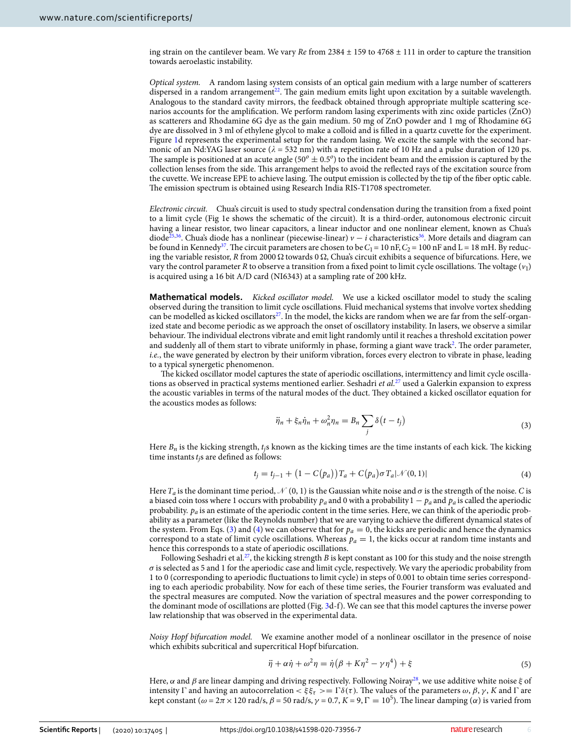ing strain on the cantilever beam. We vary *Re* from 2384 ± 159 to 4768 ± 111 in order to capture the transition towards aeroelastic instability.

*Optical system.* A random lasing system consists of an optical gain medium with a large number of scatterers dispersed in a random arrangement[22]. The gain medium emits light upon excitation by a suitable wavelength. Analogous to the standard cavity mirrors, the feedback obtained through appropriate multiple scattering scenarios accounts for the amplification. We perform random lasing experiments with zinc oxide particles (ZnO) as scatterers and Rhodamine 6G dye as the gain medium. 50 mg of ZnO powder and 1 mg of Rhodamine 6G dye are dissolved in 3 ml of ethylene glycol to make a colloid and is filled in a quartz cuvette for the experiment. Figure 1d represents the experimental setup for the random lasing. We excite the sample with the second harmonic of an Nd:YAG laser source ($\lambda$ = 532 nm) with a repetition rate of 10 Hz and a pulse duration of 120 ps. The sample is positioned at an acute angle ($50^o \pm 0.5^o$) to the incident beam and the emission is captured by the collection lenses from the side. This arrangement helps to avoid the reflected rays of the excitation source from the cuvette. We increase EPE to achieve lasing. The output emission is collected by the tip of the fiber optic cable. The emission spectrum is obtained using Research India RIS-T1708 spectrometer.

*Electronic circuit.* Chua's circuit is used to study spectral condensation during the transition from a fixed point to a limit cycle (Fig 1e shows the schematic of the circuit). It is a third-order, autonomous electronic circuit having a linear resistor, two linear capacitors, a linear inductor and one nonlinear element, known as Chua's diode[25,36]. Chua's diode has a nonlinear (piecewise-linear) $v - i$ characteristics[36]. More details and diagram can be found in Kennedy[37]. The circuit parameters are chosen to be $C_1$ = 10 nF, $C_2$ = 100 nF and L = 18 mH. By reducing the variable resistor, $R$ from 2000 Ω towards 0 Ω, Chua's circuit exhibits a sequence of bifurcations. Here, we vary the control parameter $R$ to observe a transition from a fixed point to limit cycle oscillations. The voltage ($v_1$) is acquired using a 16 bit A/D card (NI6343) at a sampling rate of 200 kHz.

**Mathematical models.** *Kicked oscillator model.* We use a kicked oscillator model to study the scaling observed during the transition to limit cycle oscillations. Fluid mechanical systems that involve vortex shedding can be modelled as kicked oscillators[27]. In the model, the kicks are random when we are far from the self-organized state and become periodic as we approach the onset of oscillatory instability. In lasers, we observe a similar behaviour. The individual electrons vibrate and emit light randomly until it reaches a threshold excitation power and suddenly all of them start to vibrate uniformly in phase, forming a giant wave track[2]. The order parameter, *i.e.*, the wave generated by electron by their uniform vibration, forces every electron to vibrate in phase, leading to a typical synergetic phenomenon.

The kicked oscillator model captures the state of aperiodic oscillations, intermittency and limit cycle oscillations as observed in practical systems mentioned earlier. Seshadri *et al.*[27] used a Galerkin expansion to express the acoustic variables in terms of the natural modes of the duct. They obtained a kicked oscillator equation for the acoustics modes as follows:

$$\ddot{\eta}_n + \xi_n\dot{\eta}_n + \omega_n^2\eta_n = B_n\sum_j \delta\left(t - t_j\right) \tag{3}$$

Here $B_n$ is the kicking strength, $t_j$s known as the kicking times are the time instants of each kick. The kicking time instants $t_j$s are defined as follows:

$$t_j = t_{j-1} + \left(1 - C\left(p_a\right)\right)T_a + C\left(p_a\right)\sigma T_a|\mathcal{N}(0,1)| \tag{4}$$

Here $T_a$ is the dominant time period, $\mathcal{N}(0, 1)$ is the Gaussian white noise and $\sigma$ is the strength of the noise. $C$ is a biased coin toss where 1 occurs with probability $p_a$ and 0 with a probability $1 - p_a$ and $p_a$ is called the aperiodic probability. $p_a$ is an estimate of the aperiodic content in the time series. Here, we can think of the aperiodic probability as a parameter (like the Reynolds number) that we are varying to achieve the different dynamical states of the system. From Eqs. (3) and (4) we can observe that for $p_a = 0$, the kicks are periodic and hence the dynamics correspond to a state of limit cycle oscillations. Whereas $p_a = 1$, the kicks occur at random time instants and hence this corresponds to a state of aperiodic oscillations.

Following Seshadri et al.[27], the kicking strength $B$ is kept constant as 100 for this study and the noise strength $\sigma$ is selected as 5 and 1 for the aperiodic case and limit cycle, respectively. We vary the aperiodic probability from 1 to 0 (corresponding to aperiodic fluctuations to limit cycle) in steps of 0.001 to obtain time series corresponding to each aperiodic probability. Now for each of these time series, the Fourier transform was evaluated and the spectral measures are computed. Now the variation of spectral measures and the power corresponding to the dominant mode of oscillations are plotted (Fig. 3d-f). We can see that this model captures the inverse power law relationship that was observed in the experimental data.

*Noisy Hopf bifurcation model.* We examine another model of a nonlinear oscillator in the presence of noise which exhibits subcritical and supercritical Hopf bifurcation.

$$\ddot{\eta} + \alpha\dot{\eta} + \omega^2\eta = \dot{\eta}\left(\beta + K\eta^2 - \gamma\eta^4\right) + \xi \tag{5}$$

Here, $\alpha$ and $\beta$ are linear damping and driving respectively. Following Noiray[28], we use additive white noise $\xi$ of intensity $\Gamma$ and having an autocorrelation $< \xi\xi_\tau > = \Gamma\delta(\tau)$. The values of the parameters $\omega$, $\beta$, $\gamma$, $K$ and $\Gamma$ are kept constant ($\omega = 2\pi \times 120$ rad/s, $\beta$ = 50 rad/s, $\gamma$ = 0.7, $K$ = 9, $\Gamma = 10^5$). The linear damping ($\alpha$) is varied from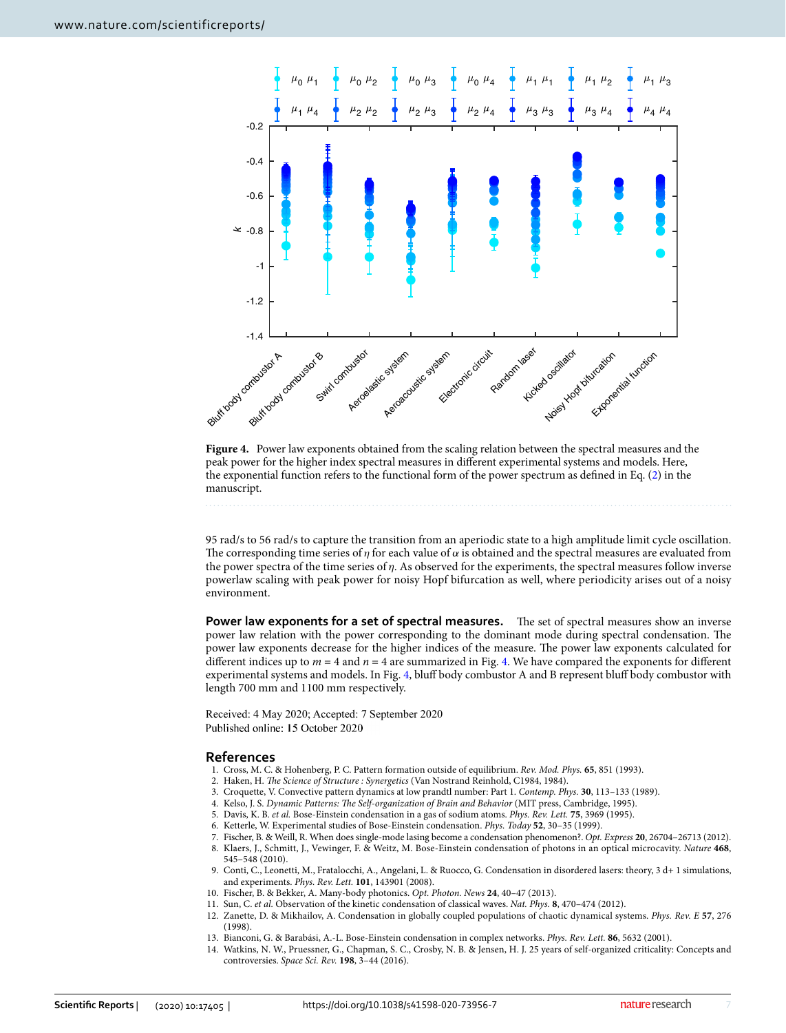**Figure 4.** Power law exponents obtained from the scaling relation between the spectral measures and the peak power for the higher index spectral measures in different experimental systems and models. Here, the exponential function refers to the functional form of the power spectrum as defined in Eq. (2) in the manuscript.

95 rad/s to 56 rad/s to capture the transition from an aperiodic state to a high amplitude limit cycle oscillation. The corresponding time series of $\eta$ for each value of $\alpha$ is obtained and the spectral measures are evaluated from the power spectra of the time series of $\eta$. As observed for the experiments, the spectral measures follow inverse powerlaw scaling with peak power for noisy Hopf bifurcation as well, where periodicity arises out of a noisy environment.

**Power law exponents for a set of spectral measures.** The set of spectral measures show an inverse power law relation with the power corresponding to the dominant mode during spectral condensation. The power law exponents decrease for the higher indices of the measure. The power law exponents calculated for different indices up to $m = 4$ and $n = 4$ are summarized in Fig. 4. We have compared the exponents for different experimental systems and models. In Fig. 4, bluff body combustor A and B represent bluff body combustor with length 700 mm and 1100 mm respectively.

Received: 4 May 2020; Accepted: 7 September 2020
Published online: 15 October 2020

## References

1. Cross, M. C. & Hohenberg, P. C. Pattern formation outside of equilibrium. *Rev. Mod. Phys.* **65**, 851 (1993).
2. Haken, H. *The Science of Structure : Synergetics* (Van Nostrand Reinhold, C1984, 1984).
3. Croquette, V. Convective pattern dynamics at low prandtl number: Part 1. *Contemp. Phys.* **30**, 113–133 (1989).
4. Kelso, J. S. *Dynamic Patterns: The Self-organization of Brain and Behavior* (MIT press, Cambridge, 1995).
5. Davis, K. B. *et al.* Bose-Einstein condensation in a gas of sodium atoms. *Phys. Rev. Lett.* **75**, 3969 (1995).
6. Ketterle, W. Experimental studies of Bose-Einstein condensation. *Phys. Today* **52**, 30–35 (1999).
7. Fischer, B. & Weill, R. When does single-mode lasing become a condensation phenomenon?. *Opt. Express* **20**, 26704–26713 (2012).
8. Klaers, J., Schmitt, J., Vewinger, F. & Weitz, M. Bose-Einstein condensation of photons in an optical microcavity. *Nature* **468**, 545–548 (2010).
9. Conti, C., Leonetti, M., Fratalocchi, A., Angelani, L. & Ruocco, G. Condensation in disordered lasers: theory, 3 d+ 1 simulations, and experiments. *Phys. Rev. Lett.* **101**, 143901 (2008).
10. Fischer, B. & Bekker, A. Many-body photonics. *Opt. Photon. News* **24**, 40–47 (2013).
11. Sun, C. *et al.* Observation of the kinetic condensation of classical waves. *Nat. Phys.* **8**, 470–474 (2012).
12. Zanette, D. & Mikhailov, A. Condensation in globally coupled populations of chaotic dynamical systems. *Phys. Rev. E* **57**, 276 (1998).
13. Bianconi, G. & Barabási, A.-L. Bose-Einstein condensation in complex networks. *Phys. Rev. Lett.* **86**, 5632 (2001).
14. Watkins, N. W., Pruessner, G., Chapman, S. C., Crosby, N. B. & Jensen, H. J. 25 years of self-organized criticality: Concepts and controversies. *Space Sci. Rev.* **198**, 3–44 (2016).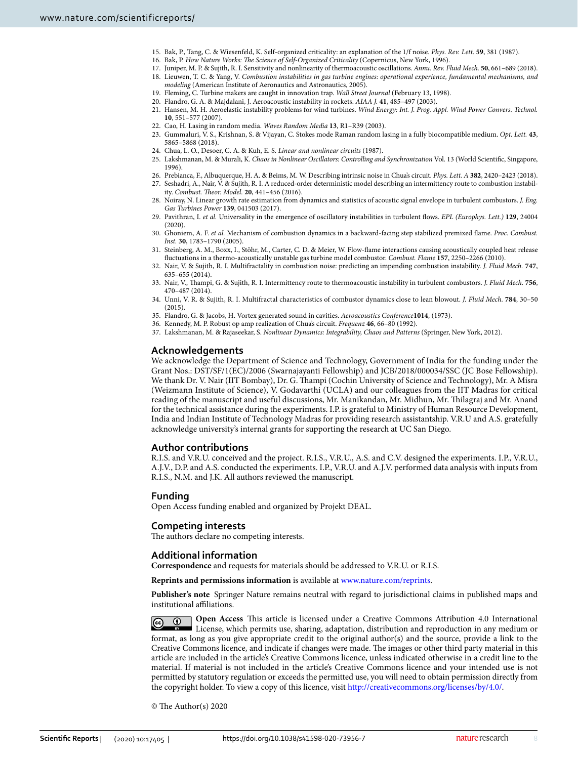15. Bak, P., Tang, C. & Wiesenfeld, K. Self-organized criticality: an explanation of the 1/f noise. *Phys. Rev. Lett.* **59**, 381 (1987).
16. Bak, P. *How Nature Works: The Science of Self-Organized Criticality* (Copernicus, New York, 1996).
17. Juniper, M. P. & Sujith, R. I. Sensitivity and nonlinearity of thermoacoustic oscillations. *Annu. Rev. Fluid Mech.* **50**, 661–689 (2018).
18. Lieuwen, T. C. & Yang, V. *Combustion instabilities in gas turbine engines: operational experience, fundamental mechanisms, and modeling* (American Institute of Aeronautics and Astronautics, 2005).
19. Fleming, C. Turbine makers are caught in innovation trap. *Wall Street Journal* (February 13, 1998).
20. Flandro, G. A. & Majdalani, J. Aeroacoustic instability in rockets. *AIAA J.* **41**, 485–497 (2003).
21. Hansen, M. H. Aeroelastic instability problems for wind turbines. *Wind Energy: Int. J. Prog. Appl. Wind Power Convers. Technol.* **10**, 551–577 (2007).
22. Cao, H. Lasing in random media. *Waves Random Media* **13**, R1–R39 (2003).
23. Gummaluri, V. S., Krishnan, S. & Vijayan, C. Stokes mode Raman random lasing in a fully biocompatible medium. *Opt. Lett.* **43**, 5865–5868 (2018).
24. Chua, L. O., Desoer, C. A. & Kuh, E. S. *Linear and nonlinear circuits* (1987).
25. Lakshmanan, M. & Murali, K. *Chaos in Nonlinear Oscillators: Controlling and Synchronization* Vol. 13 (World Scientific, Singapore, 1996).
26. Prebianca, F., Albuquerque, H. A. & Beims, M. W. Describing intrinsic noise in Chua's circuit. *Phys. Lett. A* **382**, 2420–2423 (2018).
27. Seshadri, A., Nair, V. & Sujith, R. I. A reduced-order deterministic model describing an intermittency route to combustion instability. *Combust. Theor. Model.* **20**, 441–456 (2016).
28. Noiray, N. Linear growth rate estimation from dynamics and statistics of acoustic signal envelope in turbulent combustors. *J. Eng. Gas Turbines Power* **139**, 041503 (2017).
29. Pavithran, I. *et al.* Universality in the emergence of oscillatory instabilities in turbulent flows. *EPL (Europhys. Lett.)* **129**, 24004 (2020).
30. Ghoniem, A. F. *et al.* Mechanism of combustion dynamics in a backward-facing step stabilized premixed flame. *Proc. Combust. Inst.* **30**, 1783–1790 (2005).
31. Steinberg, A. M., Boxx, I., Stöhr, M., Carter, C. D. & Meier, W. Flow-flame interactions causing acoustically coupled heat release fluctuations in a thermo-acoustically unstable gas turbine model combustor. *Combust. Flame* **157**, 2250–2266 (2010).
32. Nair, V. & Sujith, R. I. Multifractality in combustion noise: predicting an impending combustion instability. *J. Fluid Mech.* **747**, 635–655 (2014).
33. Nair, V., Thampi, G. & Sujith, R. I. Intermittency route to thermoacoustic instability in turbulent combustors. *J. Fluid Mech.* **756**, 470–487 (2014).
34. Unni, V. R. & Sujith, R. I. Multifractal characteristics of combustor dynamics close to lean blowout. *J. Fluid Mech.* **784**, 30–50 (2015).
35. Flandro, G. & Jacobs, H. Vortex generated sound in cavities. *Aeroacoustics Conference***1014**, (1973).
36. Kennedy, M. P. Robust op amp realization of Chua's circuit. *Frequenz* **46**, 66–80 (1992).
37. Lakshmanan, M. & Rajaseekar, S. *Nonlinear Dynamics: Integrability, Chaos and Patterns* (Springer, New York, 2012).

## Acknowledgements

We acknowledge the Department of Science and Technology, Government of India for the funding under the Grant Nos.: DST/SF/1(EC)/2006 (Swarnajayanti Fellowship) and JCB/2018/000034/SSC (JC Bose Fellowship). We thank Dr. V. Nair (IIT Bombay), Dr. G. Thampi (Cochin University of Science and Technology), Mr. A Misra (Weizmann Institute of Science), V. Godavarthi (UCLA) and our colleagues from the IIT Madras for critical reading of the manuscript and useful discussions, Mr. Manikandan, Mr. Midhun, Mr. Thilagraj and Mr. Anand for the technical assistance during the experiments. I.P. is grateful to Ministry of Human Resource Development, India and Indian Institute of Technology Madras for providing research assistantship. V.R.U and A.S. gratefully acknowledge university's internal grants for supporting the research at UC San Diego.

## Author contributions

R.I.S. and V.R.U. conceived and the project. R.I.S., V.R.U., A.S. and C.V. designed the experiments. I.P., V.R.U., A.J.V., D.P. and A.S. conducted the experiments. I.P., V.R.U. and A.J.V. performed data analysis with inputs from R.I.S., N.M. and J.K. All authors reviewed the manuscript.

## Funding

Open Access funding enabled and organized by Projekt DEAL.

## Competing interests

The authors declare no competing interests.

## Additional information

**Correspondence** and requests for materials should be addressed to V.R.U. or R.I.S.

**Reprints and permissions information** is available at www.nature.com/reprints.

**Publisher's note** Springer Nature remains neutral with regard to jurisdictional claims in published maps and institutional affiliations.

**Open Access** This article is licensed under a Creative Commons Attribution 4.0 International License, which permits use, sharing, adaptation, distribution and reproduction in any medium or format, as long as you give appropriate credit to the original author(s) and the source, provide a link to the Creative Commons licence, and indicate if changes were made. The images or other third party material in this article are included in the article's Creative Commons licence, unless indicated otherwise in a credit line to the material. If material is not included in the article's Creative Commons licence and your intended use is not permitted by statutory regulation or exceeds the permitted use, you will need to obtain permission directly from the copyright holder. To view a copy of this licence, visit http://creativecommons.org/licenses/by/4.0/.

© The Author(s) 2020